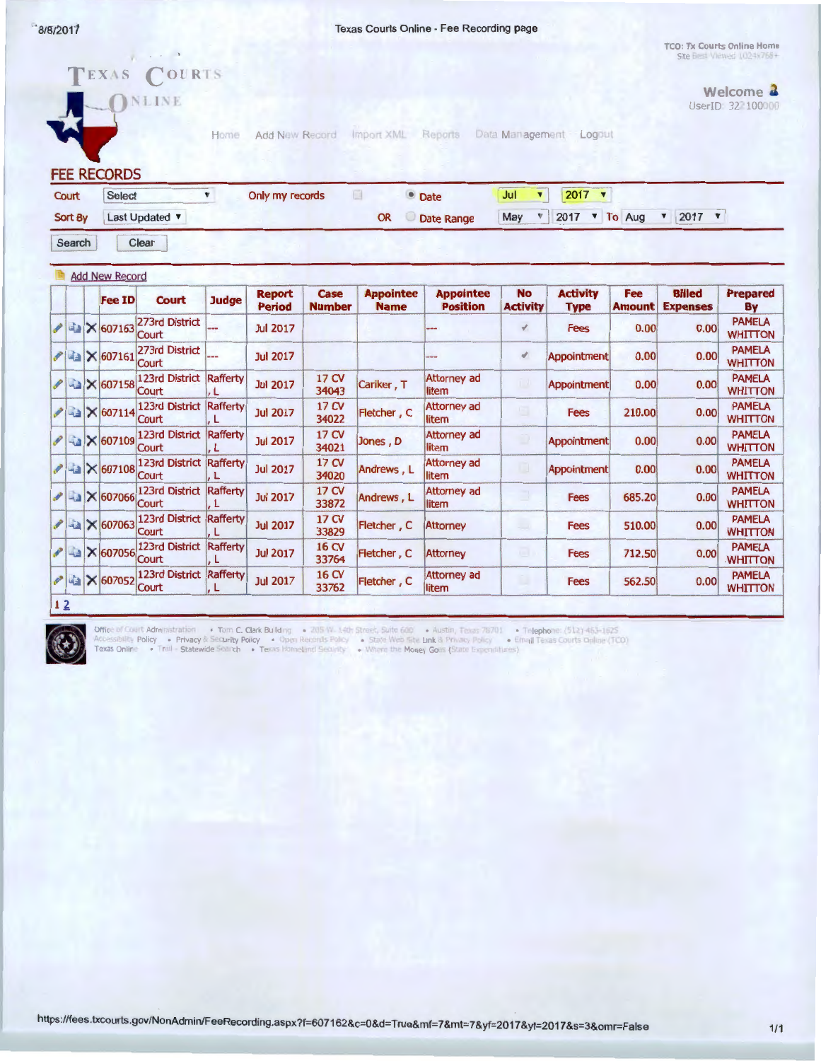Texas Courts Online - Fee Recording page

TCO: Tx Courts Online Home
Site Best Viewed 1024x768+

TEXAS COURTS ONLINE

Welcome
UserID: 322100000

Home | Add New Record | Import XML | Reports | Data Management | Logout

## FEE RECORDS

Court: Select | Only my records | Date: Jul 2017

Sort By: Last Updated | OR Date Range: May 2017 To Aug 2017

Search | Clear

Add New Record

| | | | Fee ID | Court | Judge | Report Period | Case Number | Appointee Name | Appointee Position | No Activity | Activity Type | Fee Amount | Billed Expenses | Prepared By |
|---|---|---|---|---|---|---|---|---|---|---|---|---|---|---|
| | | X | 607163 | 273rd District Court | --- | Jul 2017 | | | --- | ✓ | Fees | 0.00 | 0.00 | PAMELA WHITTON |
| | | X | 607161 | 273rd District Court | --- | Jul 2017 | | | --- | ✓ | Appointment | 0.00 | 0.00 | PAMELA WHITTON |
| | | X | 607158 | 123rd District Court | Rafferty , L | Jul 2017 | 17 CV 34043 | Cariker , T | Attorney ad litem | | Appointment | 0.00 | 0.00 | PAMELA WHITTON |
| | | X | 607114 | 123rd District Court | Rafferty , L | Jul 2017 | 17 CV 34022 | Fletcher , C | Attorney ad litem | | Fees | 210.00 | 0.00 | PAMELA WHITTON |
| | | X | 607109 | 123rd District Court | Rafferty , L | Jul 2017 | 17 CV 34021 | Jones , D | Attorney ad litem | | Appointment | 0.00 | 0.00 | PAMELA WHITTON |
| | | X | 607108 | 123rd District Court | Rafferty , L | Jul 2017 | 17 CV 34020 | Andrews , L | Attorney ad litem | | Appointment | 0.00 | 0.00 | PAMELA WHITTON |
| | | X | 607066 | 123rd District Court | Rafferty , L | Jul 2017 | 17 CV 33872 | Andrews , L | Attorney ad litem | | Fees | 685.20 | 0.00 | PAMELA WHITTON |
| | | X | 607063 | 123rd District Court | Rafferty , L | Jul 2017 | 17 CV 33829 | Fletcher , C | Attorney | | Fees | 510.00 | 0.00 | PAMELA WHITTON |
| | | X | 607056 | 123rd District Court | Rafferty , L | Jul 2017 | 16 CV 33764 | Fletcher , C | Attorney | | Fees | 712.50 | 0.00 | PAMELA WHITTON |
| | | X | 607052 | 123rd District Court | Rafferty , L | Jul 2017 | 16 CV 33762 | Fletcher , C | Attorney ad litem | | Fees | 562.50 | 0.00 | PAMELA WHITTON |

1 2

Office of Court Administration • Tom C. Clark Building • 205 W. 14th Street, Suite 600 • Austin, Texas 78701 • Telephone: (512) 463-1625
Accessibility Policy • Privacy & Security Policy • Open Records Policy • State Web Site Link & Privacy Policy • Email Texas Courts Online (TCO)
Texas Online • Trail - Statewide Search • Texas Homeland Security • Where the Money Goes (State Expenditures)

https://fees.txcourts.gov/NonAdmin/FeeRecording.aspx?f=607162&c=0&d=True&mf=7&mt=7&yf=2017&yt=2017&s=3&omr=False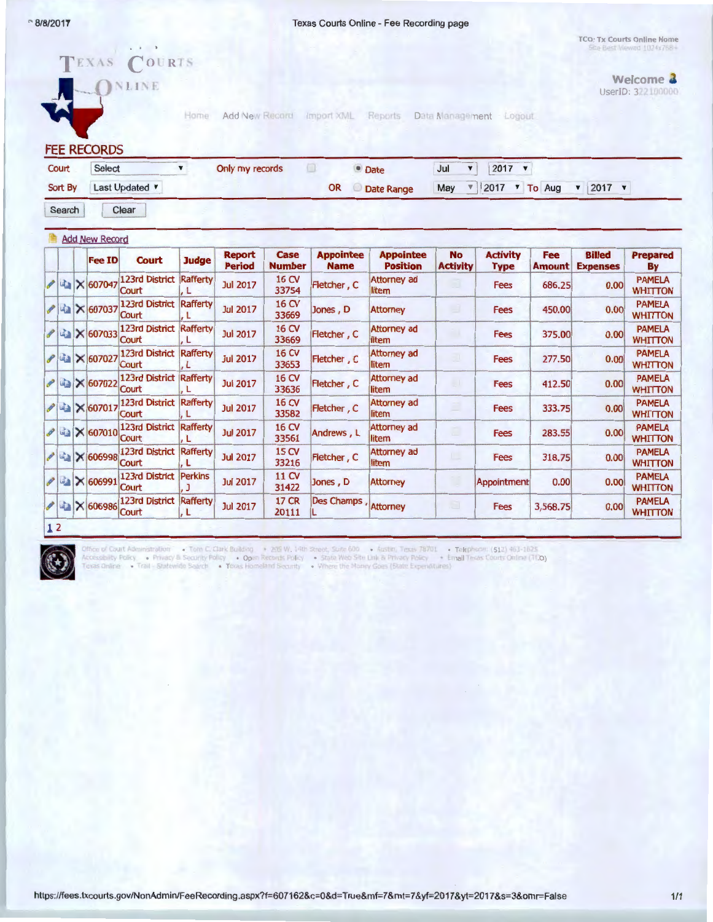Texas Courts Online - Fee Recording page

TCO: Tx Courts Online Home

TEXAS COURTS ONLINE

Welcome
UserID: 322100000

Home | Add New Record | Import XML | Reports | Data Management | Logout

## FEE RECORDS

Court: Select | Only my records | Date: Jul 2017
Sort By: Last Updated | OR Date Range: May 2017 To Aug 2017

Search | Clear

Add New Record

| | | | Fee ID | Court | Judge | Report Period | Case Number | Appointee Name | Appointee Position | No Activity | Activity Type | Fee Amount | Billed Expenses | Prepared By |
|---|---|---|---|---|---|---|---|---|---|---|---|---|---|---|
| | | X | 607047 | 123rd District Court | Rafferty, L | Jul 2017 | 16 CV 33754 | Fletcher, C | Attorney ad litem | | Fees | 686.25 | 0.00 | PAMELA WHITTON |
| | | X | 607037 | 123rd District Court | Rafferty, L | Jul 2017 | 16 CV 33669 | Jones, D | Attorney | | Fees | 450.00 | 0.00 | PAMELA WHITTON |
| | | X | 607033 | 123rd District Court | Rafferty, L | Jul 2017 | 16 CV 33669 | Fletcher, C | Attorney ad litem | | Fees | 375.00 | 0.00 | PAMELA WHITTON |
| | | X | 607027 | 123rd District Court | Rafferty, L | Jul 2017 | 16 CV 33653 | Fletcher, C | Attorney ad litem | | Fees | 277.50 | 0.00 | PAMELA WHITTON |
| | | X | 607022 | 123rd District Court | Rafferty, L | Jul 2017 | 16 CV 33636 | Fletcher, C | Attorney ad litem | | Fees | 412.50 | 0.00 | PAMELA WHITTON |
| | | X | 607017 | 123rd District Court | Rafferty, L | Jul 2017 | 16 CV 33582 | Fletcher, C | Attorney ad litem | | Fees | 333.75 | 0.00 | PAMELA WHITTON |
| | | X | 607010 | 123rd District Court | Rafferty, L | Jul 2017 | 16 CV 33561 | Andrews, L | Attorney ad litem | | Fees | 283.55 | 0.00 | PAMELA WHITTON |
| | | X | 606998 | 123rd District Court | Rafferty, L | Jul 2017 | 15 CV 33216 | Fletcher, C | Attorney ad litem | | Fees | 318.75 | 0.00 | PAMELA WHITTON |
| | | X | 606991 | 123rd District Court | Perkins, J | Jul 2017 | 11 CV 31422 | Jones, D | Attorney | | Appointment | 0.00 | 0.00 | PAMELA WHITTON |
| | | X | 606986 | 123rd District Court | Rafferty, L | Jul 2017 | 17 CR 20111 | Des Champs, L | Attorney | | Fees | 3,568.75 | 0.00 | PAMELA WHITTON |

1 2

Office of Court Administration • Tom C. Clark Building • 205 W. 14th Street, Suite 600 • Austin, Texas 78701 • Telephone: (512) 463-1625
Accessibility Policy • Privacy & Security Policy • Open Records Policy • State Web Site Link & Privacy Policy • Email Texas Courts Online (TCO)
Texas Online • Trail - Statewide Search • Texas Homeland Security • Where the Money Goes (State Expenditures)